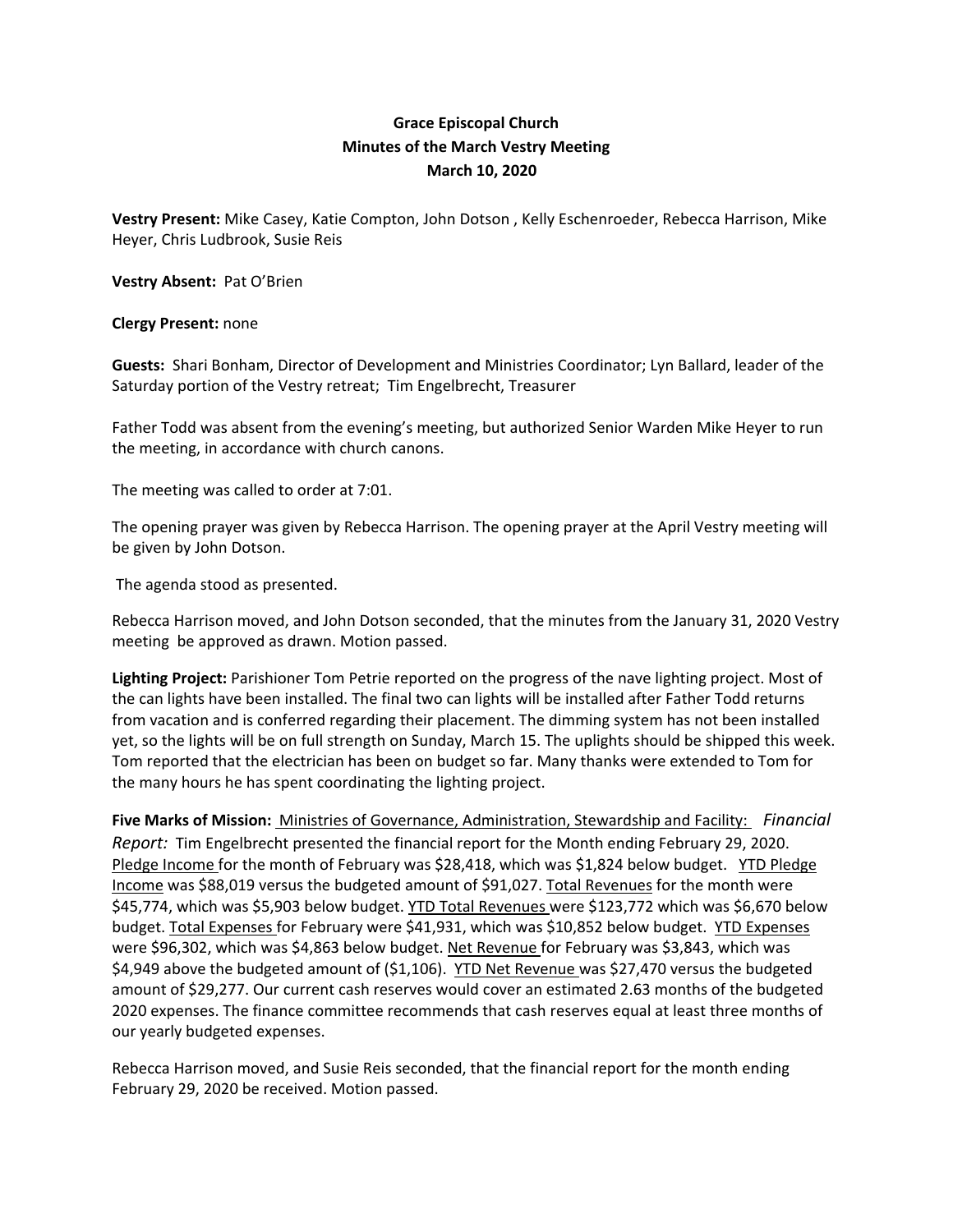**Grace Episcopal Church**
**Minutes of the March Vestry Meeting**
**March 10, 2020**

**Vestry Present:** Mike Casey, Katie Compton, John Dotson , Kelly Eschenroeder, Rebecca Harrison, Mike Heyer, Chris Ludbrook, Susie Reis

**Vestry Absent:** Pat O'Brien

**Clergy Present:** none

**Guests:** Shari Bonham, Director of Development and Ministries Coordinator; Lyn Ballard, leader of the Saturday portion of the Vestry retreat; Tim Engelbrecht, Treasurer

Father Todd was absent from the evening's meeting, but authorized Senior Warden Mike Heyer to run the meeting, in accordance with church canons.

The meeting was called to order at 7:01.

The opening prayer was given by Rebecca Harrison. The opening prayer at the April Vestry meeting will be given by John Dotson.

The agenda stood as presented.

Rebecca Harrison moved, and John Dotson seconded, that the minutes from the January 31, 2020 Vestry meeting be approved as drawn. Motion passed.

**Lighting Project:** Parishioner Tom Petrie reported on the progress of the nave lighting project. Most of the can lights have been installed. The final two can lights will be installed after Father Todd returns from vacation and is conferred regarding their placement. The dimming system has not been installed yet, so the lights will be on full strength on Sunday, March 15. The uplights should be shipped this week. Tom reported that the electrician has been on budget so far. Many thanks were extended to Tom for the many hours he has spent coordinating the lighting project.

**Five Marks of Mission:** Ministries of Governance, Administration, Stewardship and Facility: *Financial Report:* Tim Engelbrecht presented the financial report for the Month ending February 29, 2020. Pledge Income for the month of February was $28,418, which was $1,824 below budget. YTD Pledge Income was $88,019 versus the budgeted amount of $91,027. Total Revenues for the month were $45,774, which was $5,903 below budget. YTD Total Revenues were $123,772 which was $6,670 below budget. Total Expenses for February were $41,931, which was $10,852 below budget. YTD Expenses were $96,302, which was $4,863 below budget. Net Revenue for February was $3,843, which was $4,949 above the budgeted amount of ($1,106). YTD Net Revenue was $27,470 versus the budgeted amount of $29,277. Our current cash reserves would cover an estimated 2.63 months of the budgeted 2020 expenses. The finance committee recommends that cash reserves equal at least three months of our yearly budgeted expenses.

Rebecca Harrison moved, and Susie Reis seconded, that the financial report for the month ending February 29, 2020 be received. Motion passed.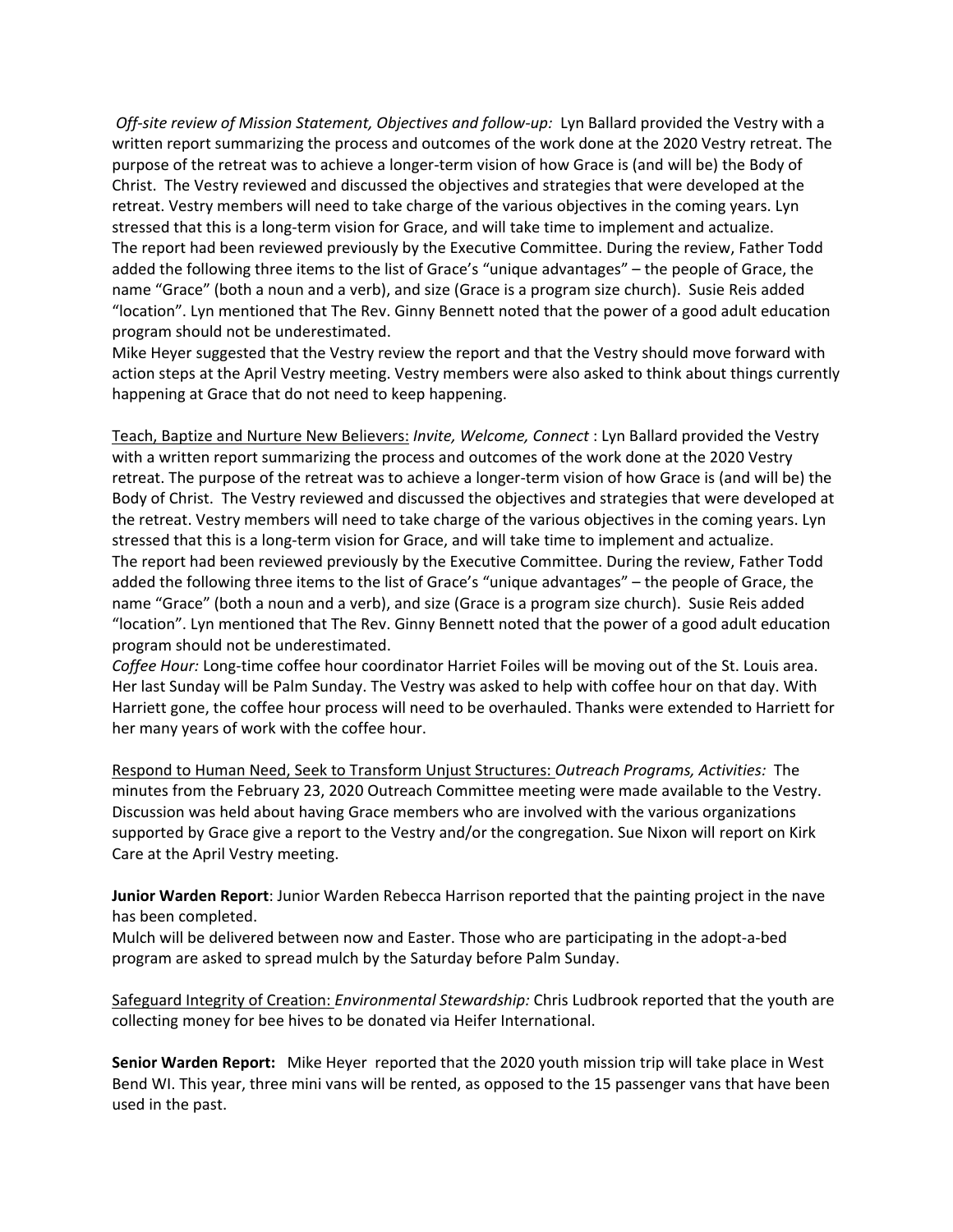*Off-site review of Mission Statement, Objectives and follow-up:* Lyn Ballard provided the Vestry with a written report summarizing the process and outcomes of the work done at the 2020 Vestry retreat. The purpose of the retreat was to achieve a longer-term vision of how Grace is (and will be) the Body of Christ. The Vestry reviewed and discussed the objectives and strategies that were developed at the retreat. Vestry members will need to take charge of the various objectives in the coming years. Lyn stressed that this is a long-term vision for Grace, and will take time to implement and actualize.
The report had been reviewed previously by the Executive Committee. During the review, Father Todd added the following three items to the list of Grace's "unique advantages" – the people of Grace, the name "Grace" (both a noun and a verb), and size (Grace is a program size church). Susie Reis added "location". Lyn mentioned that The Rev. Ginny Bennett noted that the power of a good adult education program should not be underestimated.
Mike Heyer suggested that the Vestry review the report and that the Vestry should move forward with action steps at the April Vestry meeting. Vestry members were also asked to think about things currently happening at Grace that do not need to keep happening.

<u>Teach, Baptize and Nurture New Believers:</u> *Invite, Welcome, Connect* : Lyn Ballard provided the Vestry with a written report summarizing the process and outcomes of the work done at the 2020 Vestry retreat. The purpose of the retreat was to achieve a longer-term vision of how Grace is (and will be) the Body of Christ. The Vestry reviewed and discussed the objectives and strategies that were developed at the retreat. Vestry members will need to take charge of the various objectives in the coming years. Lyn stressed that this is a long-term vision for Grace, and will take time to implement and actualize.
The report had been reviewed previously by the Executive Committee. During the review, Father Todd added the following three items to the list of Grace's "unique advantages" – the people of Grace, the name "Grace" (both a noun and a verb), and size (Grace is a program size church). Susie Reis added "location". Lyn mentioned that The Rev. Ginny Bennett noted that the power of a good adult education program should not be underestimated.
*Coffee Hour:* Long-time coffee hour coordinator Harriet Foiles will be moving out of the St. Louis area. Her last Sunday will be Palm Sunday. The Vestry was asked to help with coffee hour on that day. With Harriett gone, the coffee hour process will need to be overhauled. Thanks were extended to Harriett for her many years of work with the coffee hour.

<u>Respond to Human Need, Seek to Transform Unjust Structures:</u> *Outreach Programs, Activities:* The minutes from the February 23, 2020 Outreach Committee meeting were made available to the Vestry. Discussion was held about having Grace members who are involved with the various organizations supported by Grace give a report to the Vestry and/or the congregation. Sue Nixon will report on Kirk Care at the April Vestry meeting.

**Junior Warden Report**: Junior Warden Rebecca Harrison reported that the painting project in the nave has been completed.
Mulch will be delivered between now and Easter. Those who are participating in the adopt-a-bed program are asked to spread mulch by the Saturday before Palm Sunday.

<u>Safeguard Integrity of Creation:</u> *Environmental Stewardship:* Chris Ludbrook reported that the youth are collecting money for bee hives to be donated via Heifer International.

**Senior Warden Report:** Mike Heyer reported that the 2020 youth mission trip will take place in West Bend WI. This year, three mini vans will be rented, as opposed to the 15 passenger vans that have been used in the past.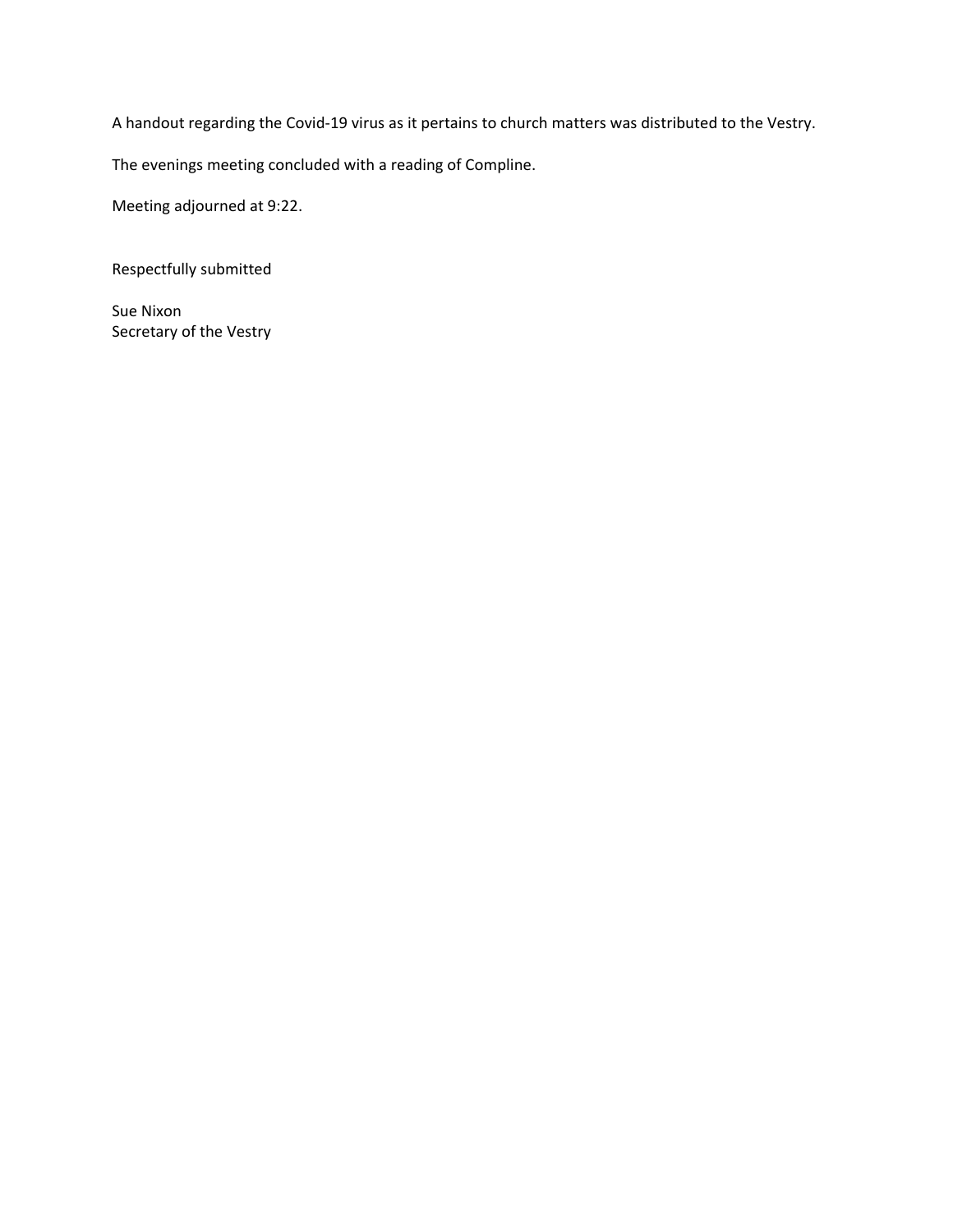A handout regarding the Covid-19 virus as it pertains to church matters was distributed to the Vestry.

The evenings meeting concluded with a reading of Compline.

Meeting adjourned at 9:22.

Respectfully submitted

Sue Nixon
Secretary of the Vestry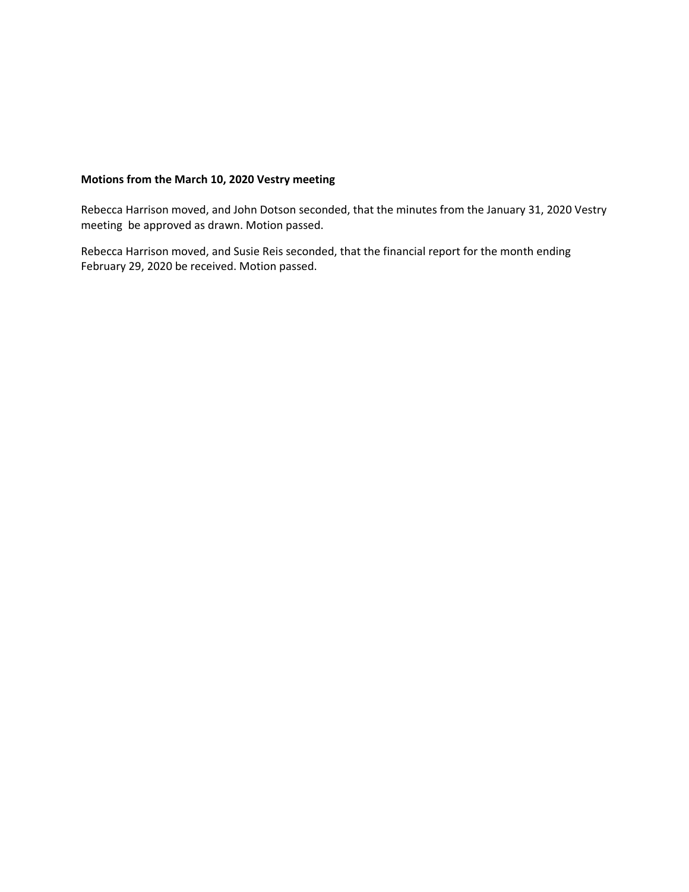**Motions from the March 10, 2020 Vestry meeting**

Rebecca Harrison moved, and John Dotson seconded, that the minutes from the January 31, 2020 Vestry meeting be approved as drawn. Motion passed.

Rebecca Harrison moved, and Susie Reis seconded, that the financial report for the month ending February 29, 2020 be received. Motion passed.